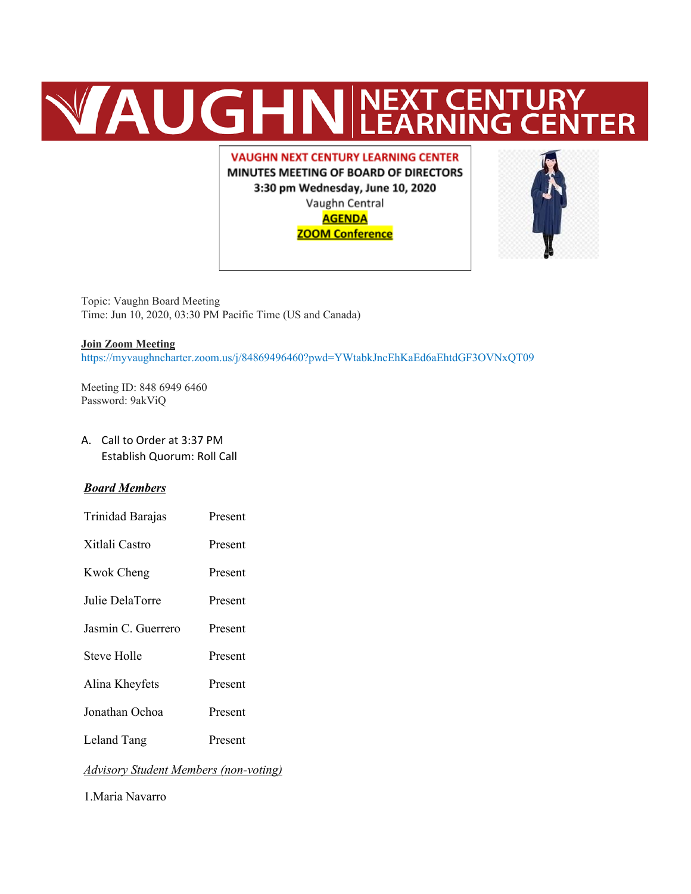# VAUGHN NEXT CENTURY LEARNING CENTER

**VAUGHN NEXT CENTURY LEARNING CENTER**
**MINUTES MEETING OF BOARD OF DIRECTORS**
**3:30 pm Wednesday, June 10, 2020**
Vaughn Central
**AGENDA**
**ZOOM Conference**

Topic: Vaughn Board Meeting
Time: Jun 10, 2020, 03:30 PM Pacific Time (US and Canada)

**Join Zoom Meeting**
https://myvaughncharter.zoom.us/j/84869496460?pwd=YWtabkJncEhKaEd6aEhtdGF3OVNxQT09

Meeting ID: 848 6949 6460
Password: 9akViQ

A. Call to Order at 3:37 PM
   Establish Quorum: Roll Call

***Board Members***

| | |
|---|---|
| Trinidad Barajas | Present |
| Xitlali Castro | Present |
| Kwok Cheng | Present |
| Julie DelaTorre | Present |
| Jasmin C. Guerrero | Present |
| Steve Holle | Present |
| Alina Kheyfets | Present |
| Jonathan Ochoa | Present |
| Leland Tang | Present |

*Advisory Student Members (non-voting)*

1.Maria Navarro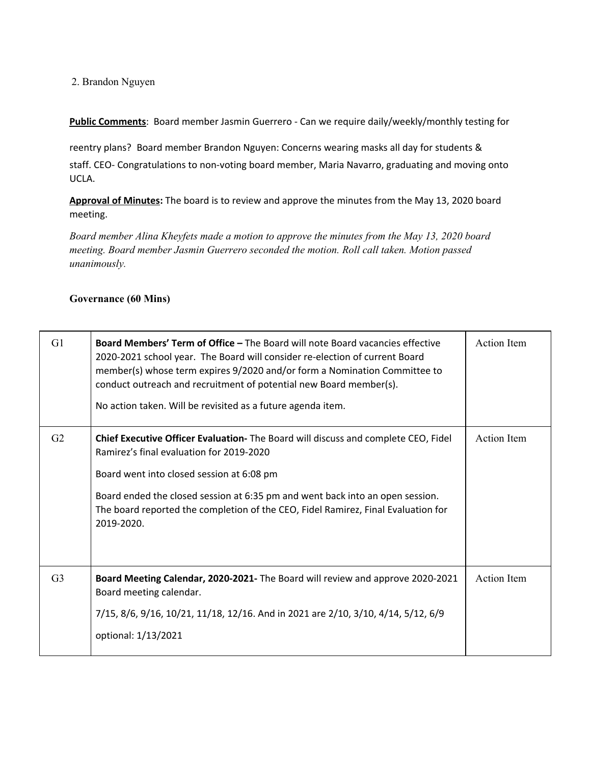2. Brandon Nguyen

**Public Comments**: Board member Jasmin Guerrero - Can we require daily/weekly/monthly testing for reentry plans? Board member Brandon Nguyen: Concerns wearing masks all day for students & staff. CEO- Congratulations to non-voting board member, Maria Navarro, graduating and moving onto UCLA.

**Approval of Minutes:** The board is to review and approve the minutes from the May 13, 2020 board meeting.

*Board member Alina Kheyfets made a motion to approve the minutes from the May 13, 2020 board meeting. Board member Jasmin Guerrero seconded the motion. Roll call taken. Motion passed unanimously.*

**Governance (60 Mins)**

| | | |
|---|---|---|
| G1 | **Board Members' Term of Office –** The Board will note Board vacancies effective 2020-2021 school year. The Board will consider re-election of current Board member(s) whose term expires 9/2020 and/or form a Nomination Committee to conduct outreach and recruitment of potential new Board member(s).<br><br>No action taken. Will be revisited as a future agenda item. | Action Item |
| G2 | **Chief Executive Officer Evaluation-** The Board will discuss and complete CEO, Fidel Ramirez's final evaluation for 2019-2020<br><br>Board went into closed session at 6:08 pm<br><br>Board ended the closed session at 6:35 pm and went back into an open session. The board reported the completion of the CEO, Fidel Ramirez, Final Evaluation for 2019-2020. | Action Item |
| G3 | **Board Meeting Calendar, 2020-2021-** The Board will review and approve 2020-2021 Board meeting calendar.<br><br>7/15, 8/6, 9/16, 10/21, 11/18, 12/16. And in 2021 are 2/10, 3/10, 4/14, 5/12, 6/9<br><br>optional: 1/13/2021 | Action Item |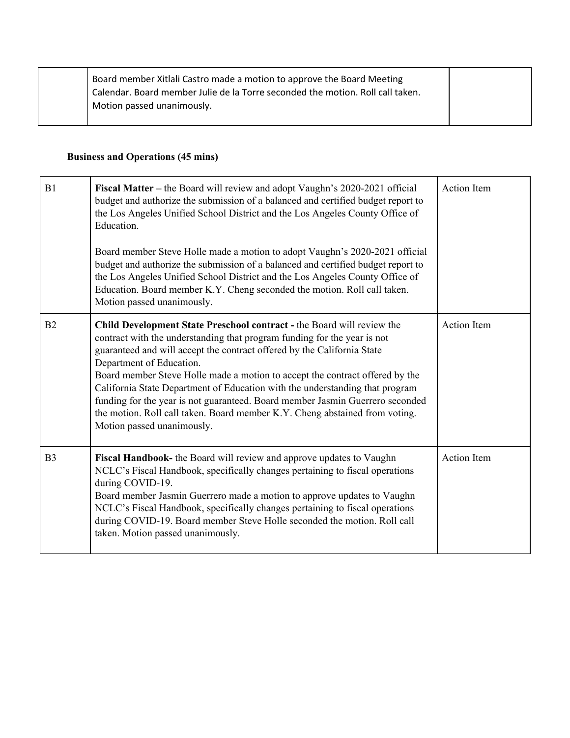| | Board member Xitlali Castro made a motion to approve the Board Meeting Calendar. Board member Julie de la Torre seconded the motion. Roll call taken. Motion passed unanimously. | |
|---|---|---|

**Business and Operations (45 mins)**

| | | |
|---|---|---|
| B1 | **Fiscal Matter –** the Board will review and adopt Vaughn's 2020-2021 official budget and authorize the submission of a balanced and certified budget report to the Los Angeles Unified School District and the Los Angeles County Office of Education.<br><br>Board member Steve Holle made a motion to adopt Vaughn's 2020-2021 official budget and authorize the submission of a balanced and certified budget report to the Los Angeles Unified School District and the Los Angeles County Office of Education. Board member K.Y. Cheng seconded the motion. Roll call taken. Motion passed unanimously. | Action Item |
| B2 | **Child Development State Preschool contract -** the Board will review the contract with the understanding that program funding for the year is not guaranteed and will accept the contract offered by the California State Department of Education.<br>Board member Steve Holle made a motion to accept the contract offered by the California State Department of Education with the understanding that program funding for the year is not guaranteed. Board member Jasmin Guerrero seconded the motion. Roll call taken. Board member K.Y. Cheng abstained from voting. Motion passed unanimously. | Action Item |
| B3 | **Fiscal Handbook-** the Board will review and approve updates to Vaughn NCLC's Fiscal Handbook, specifically changes pertaining to fiscal operations during COVID-19.<br>Board member Jasmin Guerrero made a motion to approve updates to Vaughn NCLC's Fiscal Handbook, specifically changes pertaining to fiscal operations during COVID-19. Board member Steve Holle seconded the motion. Roll call taken. Motion passed unanimously. | Action Item |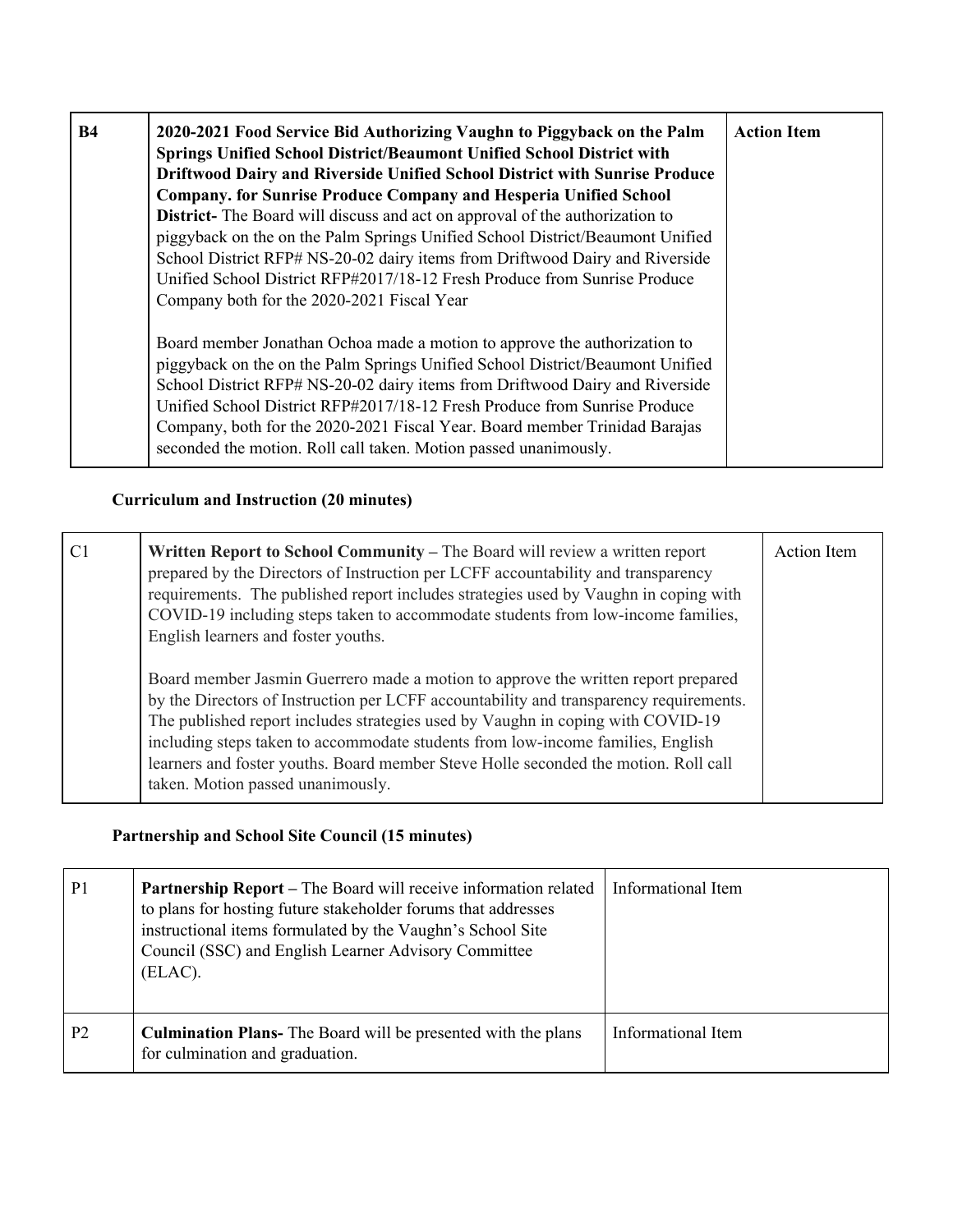| B4 | **2020-2021 Food Service Bid Authorizing Vaughn to Piggyback on the Palm Springs Unified School District/Beaumont Unified School District with Driftwood Dairy and Riverside Unified School District with Sunrise Produce Company. for Sunrise Produce Company and Hesperia Unified School District-** The Board will discuss and act on approval of the authorization to piggyback on the on the Palm Springs Unified School District/Beaumont Unified School District RFP# NS-20-02 dairy items from Driftwood Dairy and Riverside Unified School District RFP#2017/18-12 Fresh Produce from Sunrise Produce Company both for the 2020-2021 Fiscal Year<br><br>Board member Jonathan Ochoa made a motion to approve the authorization to piggyback on the on the Palm Springs Unified School District/Beaumont Unified School District RFP# NS-20-02 dairy items from Driftwood Dairy and Riverside Unified School District RFP#2017/18-12 Fresh Produce from Sunrise Produce Company, both for the 2020-2021 Fiscal Year. Board member Trinidad Barajas seconded the motion. Roll call taken. Motion passed unanimously. | **Action Item** |
|---|---|---|

### Curriculum and Instruction (20 minutes)

| C1 | **Written Report to School Community –** The Board will review a written report prepared by the Directors of Instruction per LCFF accountability and transparency requirements. The published report includes strategies used by Vaughn in coping with COVID-19 including steps taken to accommodate students from low-income families, English learners and foster youths.<br><br>Board member Jasmin Guerrero made a motion to approve the written report prepared by the Directors of Instruction per LCFF accountability and transparency requirements. The published report includes strategies used by Vaughn in coping with COVID-19 including steps taken to accommodate students from low-income families, English learners and foster youths. Board member Steve Holle seconded the motion. Roll call taken. Motion passed unanimously. | Action Item |
|---|---|---|

### Partnership and School Site Council (15 minutes)

| P1 | **Partnership Report –** The Board will receive information related to plans for hosting future stakeholder forums that addresses instructional items formulated by the Vaughn's School Site Council (SSC) and English Learner Advisory Committee (ELAC). | Informational Item |
|---|---|---|
| P2 | **Culmination Plans-** The Board will be presented with the plans for culmination and graduation. | Informational Item |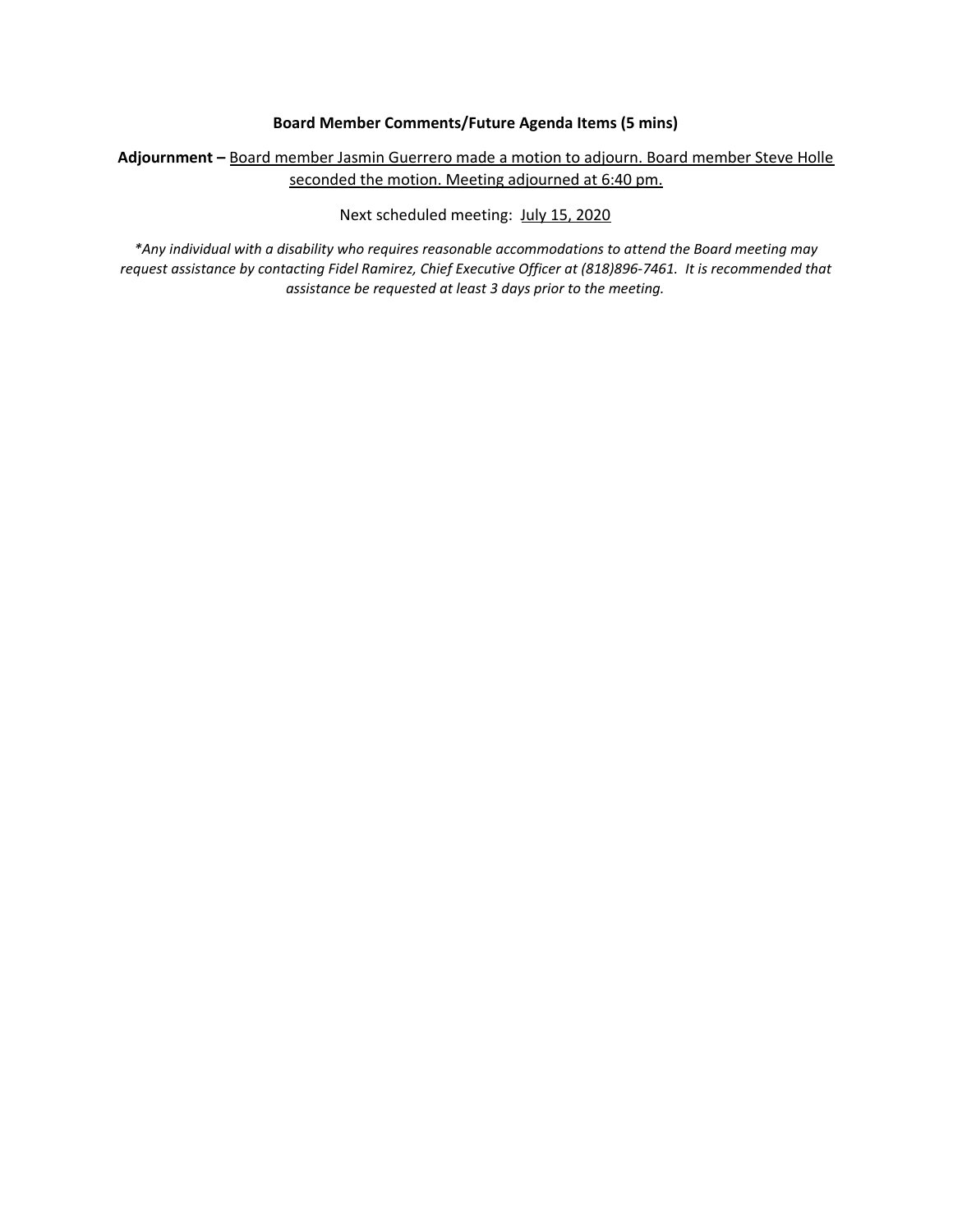**Board Member Comments/Future Agenda Items (5 mins)**

**Adjournment –** Board member Jasmin Guerrero made a motion to adjourn. Board member Steve Holle seconded the motion. Meeting adjourned at 6:40 pm.

Next scheduled meeting: July 15, 2020

*\*Any individual with a disability who requires reasonable accommodations to attend the Board meeting may request assistance by contacting Fidel Ramirez, Chief Executive Officer at (818)896-7461. It is recommended that assistance be requested at least 3 days prior to the meeting.*